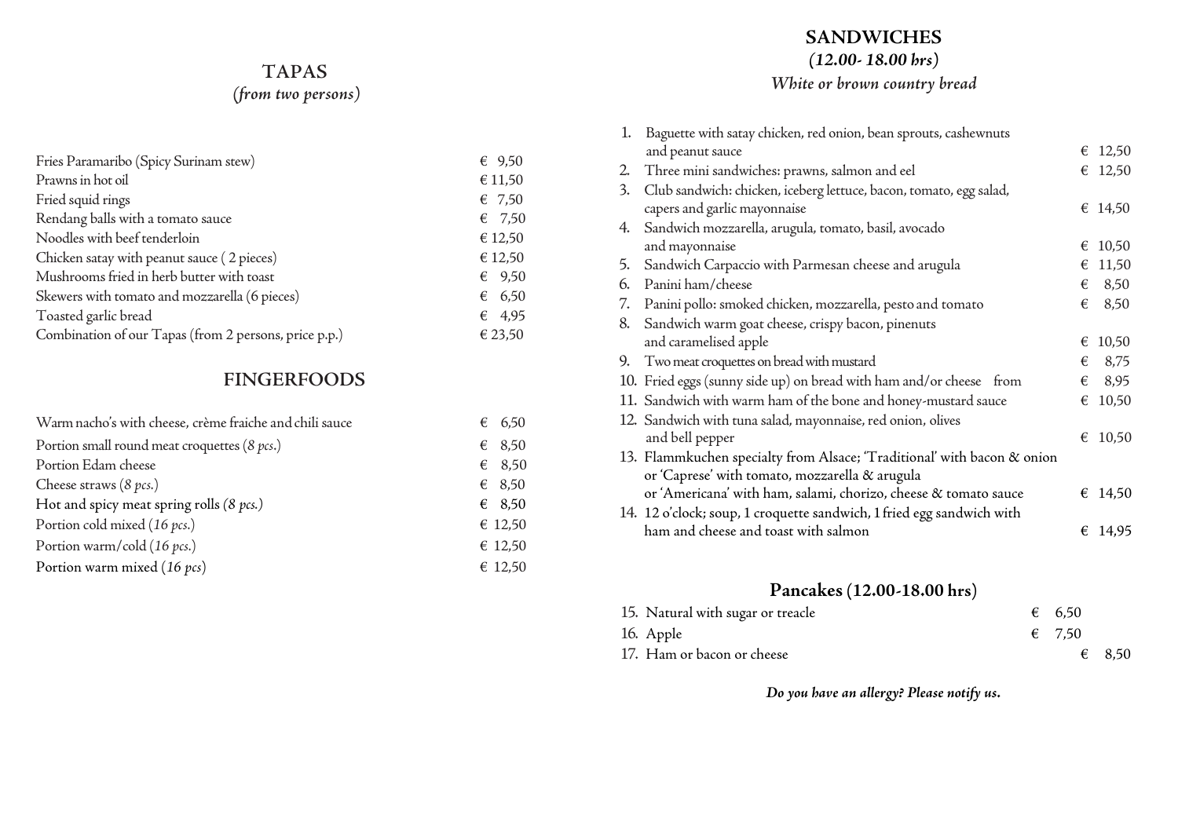## TAPAS

*(from two persons)*

| Item | Price |
|---|---|
| Fries Paramaribo (Spicy Surinam stew) | € 9,50 |
| Prawns in hot oil | € 11,50 |
| Fried squid rings | € 7,50 |
| Rendang balls with a tomato sauce | € 7,50 |
| Noodles with beef tenderloin | € 12,50 |
| Chicken satay with peanut sauce ( 2 pieces) | € 12,50 |
| Mushrooms fried in herb butter with toast | € 9,50 |
| Skewers with tomato and mozzarella (6 pieces) | € 6,50 |
| Toasted garlic bread | € 4,95 |
| Combination of our Tapas (from 2 persons, price p.p.) | € 23,50 |

## FINGERFOODS

| Item | Price |
|---|---|
| Warm nacho's with cheese, crème fraiche and chili sauce | € 6,50 |
| Portion small round meat croquettes (*8 pcs*.) | € 8,50 |
| Portion Edam cheese | € 8,50 |
| Cheese straws (*8 pcs.*) | € 8,50 |
| Hot and spicy meat spring rolls (*8 pcs.*) | € 8,50 |
| Portion cold mixed (*16 pcs*.) | € 12,50 |
| Portion warm/cold (*16 pcs.*) | € 12,50 |
| Portion warm mixed (*16 pcs*) | € 12,50 |

## SANDWICHES

*(12.00- 18.00 hrs)*

*White or brown country bread*

| Item | Price |
|---|---|
| 1. Baguette with satay chicken, red onion, bean sprouts, cashewnuts and peanut sauce | € 12,50 |
| 2. Three mini sandwiches: prawns, salmon and eel | € 12,50 |
| 3. Club sandwich: chicken, iceberg lettuce, bacon, tomato, egg salad, capers and garlic mayonnaise | € 14,50 |
| 4. Sandwich mozzarella, arugula, tomato, basil, avocado and mayonnaise | € 10,50 |
| 5. Sandwich Carpaccio with Parmesan cheese and arugula | € 11,50 |
| 6. Panini ham/cheese | € 8,50 |
| 7. Panini pollo: smoked chicken, mozzarella, pesto and tomato | € 8,50 |
| 8. Sandwich warm goat cheese, crispy bacon, pinenuts and caramelised apple | € 10,50 |
| 9. Two meat croquettes on bread with mustard | € 8,75 |
| 10. Fried eggs (sunny side up) on bread with ham and/or cheese from | € 8,95 |
| 11. Sandwich with warm ham of the bone and honey-mustard sauce | € 10,50 |
| 12. Sandwich with tuna salad, mayonnaise, red onion, olives and bell pepper | € 10,50 |
| 13. Flammkuchen specialty from Alsace; 'Traditional' with bacon & onion or 'Caprese' with tomato, mozzarella & arugula or 'Americana' with ham, salami, chorizo, cheese & tomato sauce | € 14,50 |
| 14. 12 o'clock; soup, 1 croquette sandwich, 1 fried egg sandwich with ham and cheese and toast with salmon | € 14,95 |

## Pancakes (12.00-18.00 hrs)

| Item | Price |
|---|---|
| 15. Natural with sugar or treacle | € 6,50 |
| 16. Apple | € 7,50 |
| 17. Ham or bacon or cheese | € 8,50 |

***Do you have an allergy? Please notify us.***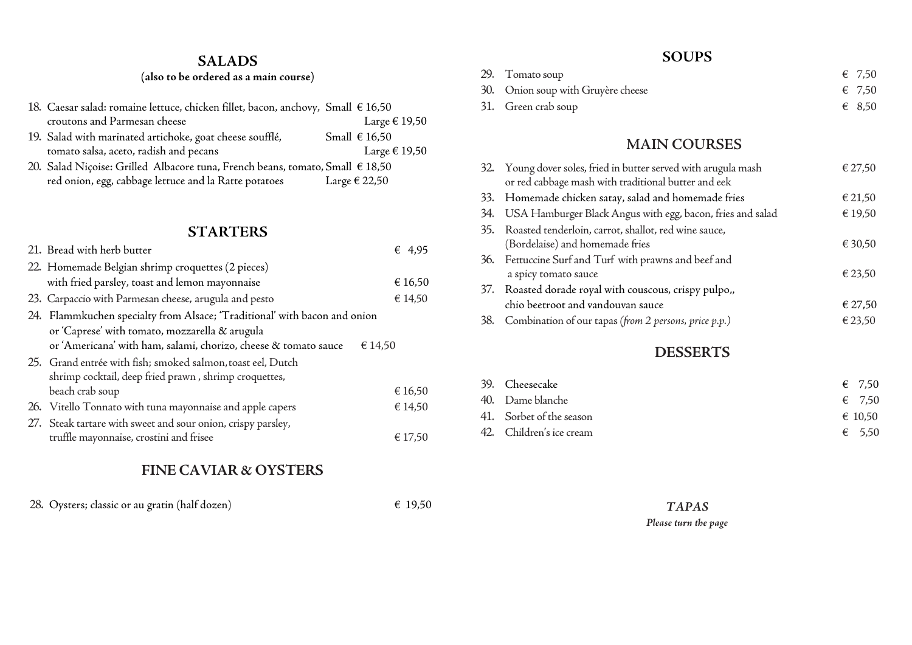## SALADS

**(also to be ordered as a main course)**

18. Caesar salad: romaine lettuce, chicken fillet, bacon, anchovy, croutons and Parmesan cheese — Small € 16,50 / Large € 19,50
19. Salad with marinated artichoke, goat cheese soufflé, tomato salsa, aceto, radish and pecans — Small € 16,50 / Large € 19,50
20. Salad Niçoise: Grilled Albacore tuna, French beans, tomato, red onion, egg, cabbage lettuce and la Ratte potatoes — Small € 18,50 / Large € 22,50

## STARTERS

21. Bread with herb butter — € 4,95
22. Homemade Belgian shrimp croquettes (2 pieces) with fried parsley, toast and lemon mayonnaise — € 16,50
23. Carpaccio with Parmesan cheese, arugula and pesto — € 14,50
24. Flammkuchen specialty from Alsace; 'Traditional' with bacon and onion or 'Caprese' with tomato, mozzarella & arugula or 'Americana' with ham, salami, chorizo, cheese & tomato sauce — € 14,50
25. Grand entrée with fish; smoked salmon, toast eel, Dutch shrimp cocktail, deep fried prawn , shrimp croquettes, beach crab soup — € 16,50
26. Vitello Tonnato with tuna mayonnaise and apple capers — € 14,50
27. Steak tartare with sweet and sour onion, crispy parsley, truffle mayonnaise, crostini and frisee — € 17,50

## FINE CAVIAR & OYSTERS

28. Oysters; classic or au gratin (half dozen) — € 19,50

## SOUPS

29. Tomato soup — € 7,50
30. Onion soup with Gruyère cheese — € 7,50
31. Green crab soup — € 8,50

## MAIN COURSES

32. Young dover soles, fried in butter served with arugula mash or red cabbage mash with traditional butter and eek — € 27,50
33. Homemade chicken satay, salad and homemade fries — € 21,50
34. USA Hamburger Black Angus with egg, bacon, fries and salad — € 19,50
35. Roasted tenderloin, carrot, shallot, red wine sauce, (Bordelaise) and homemade fries — € 30,50
36. Fettuccine Surf and Turf with prawns and beef and a spicy tomato sauce — € 23,50
37. Roasted dorade royal with couscous, crispy pulpo,, chio beetroot and vandouvan sauce — € 27,50
38. Combination of our tapas *(from 2 persons, price p.p.)* — € 23,50

## DESSERTS

39. Cheesecake — € 7,50
40. Dame blanche — € 7,50
41. Sorbet of the season — € 10,50
42. Children's ice cream — € 5,50

***TAPAS***

***Please turn the page***